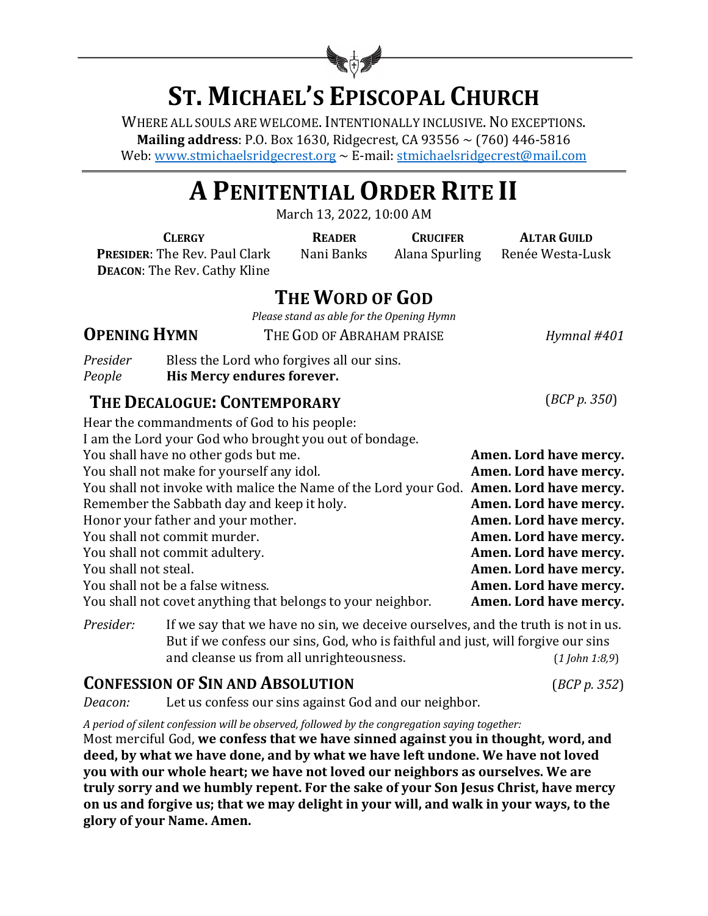# ST. MICHAEL'S EPISCOPAL CHURCH

WHERE ALL SOULS ARE WELCOME. INTENTIONALLY INCLUSIVE. NO EXCEPTIONS.
**Mailing address**: P.O. Box 1630, Ridgecrest, CA 93556 ~ (760) 446-5816
Web: www.stmichaelsridgecrest.org ~ E-mail: stmichaelsridgecrest@mail.com

# A PENITENTIAL ORDER RITE II

March 13, 2022, 10:00 AM

| CLERGY | READER | CRUCIFER | ALTAR GUILD |
|---|---|---|---|
| **PRESIDER**: The Rev. Paul Clark | Nani Banks | Alana Spurling | Renée Westa-Lusk |
| **DEACON**: The Rev. Cathy Kline | | | |

## THE WORD OF GOD

*Please stand as able for the Opening Hymn*

**OPENING HYMN** THE GOD OF ABRAHAM PRAISE *Hymnal #401*

*Presider* Bless the Lord who forgives all our sins.
*People* **His Mercy endures forever.**

### THE DECALOGUE: CONTEMPORARY (*BCP p. 350*)

Hear the commandments of God to his people:
I am the Lord your God who brought you out of bondage.

You shall have no other gods but me. **Amen. Lord have mercy.**
You shall not make for yourself any idol. **Amen. Lord have mercy.**
You shall not invoke with malice the Name of the Lord your God. **Amen. Lord have mercy.**
Remember the Sabbath day and keep it holy. **Amen. Lord have mercy.**
Honor your father and your mother. **Amen. Lord have mercy.**
You shall not commit murder. **Amen. Lord have mercy.**
You shall not commit adultery. **Amen. Lord have mercy.**
You shall not steal. **Amen. Lord have mercy.**
You shall not be a false witness. **Amen. Lord have mercy.**
You shall not covet anything that belongs to your neighbor. **Amen. Lord have mercy.**

*Presider:* If we say that we have no sin, we deceive ourselves, and the truth is not in us. But if we confess our sins, God, who is faithful and just, will forgive our sins and cleanse us from all unrighteousness. (*1 John 1:8,9*)

### CONFESSION OF SIN AND ABSOLUTION (*BCP p. 352*)

*Deacon:* Let us confess our sins against God and our neighbor.

*A period of silent confession will be observed, followed by the congregation saying together:*

Most merciful God, **we confess that we have sinned against you in thought, word, and deed, by what we have done, and by what we have left undone. We have not loved you with our whole heart; we have not loved our neighbors as ourselves. We are truly sorry and we humbly repent. For the sake of your Son Jesus Christ, have mercy on us and forgive us; that we may delight in your will, and walk in your ways, to the glory of your Name. Amen.**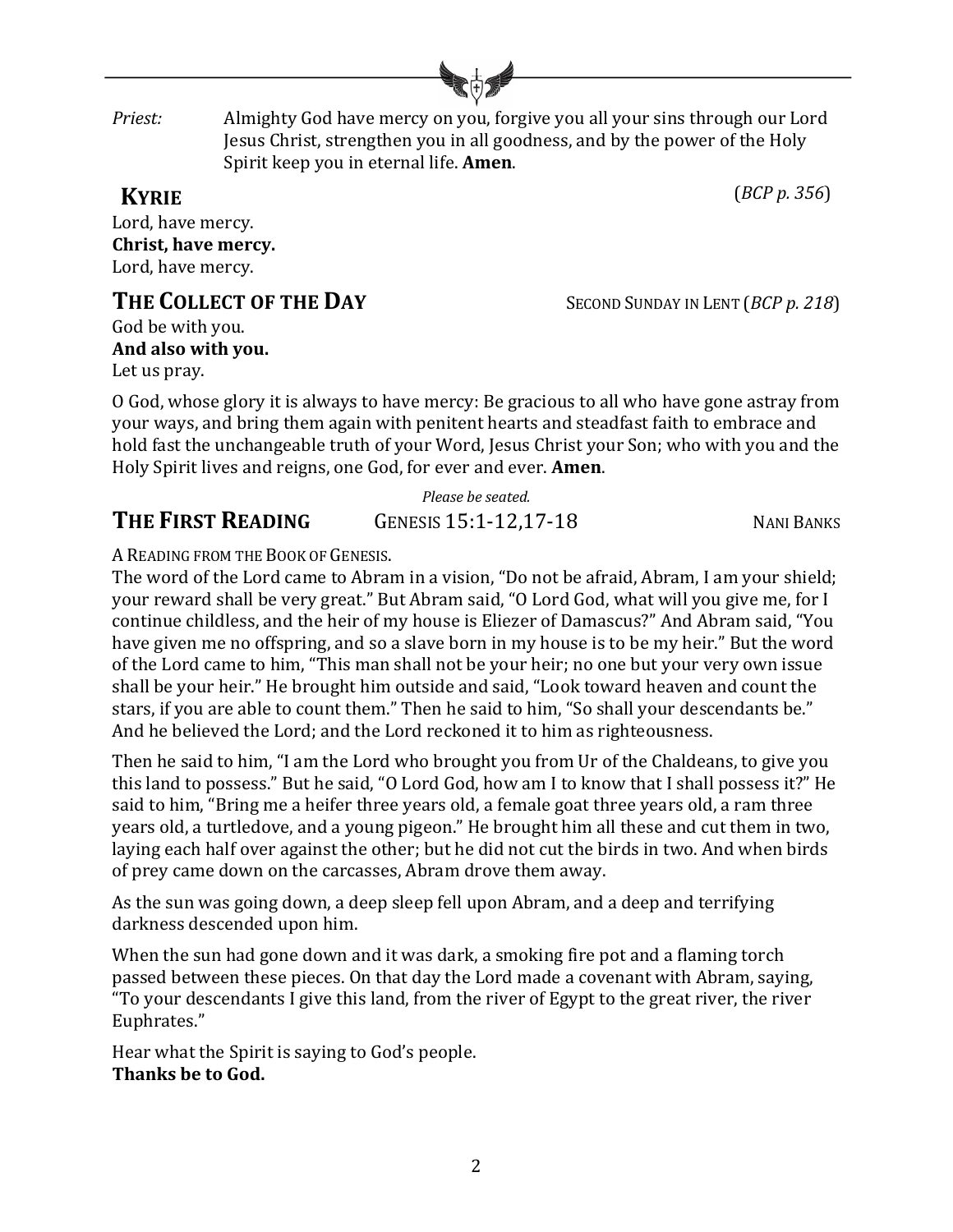*Priest:* Almighty God have mercy on you, forgive you all your sins through our Lord Jesus Christ, strengthen you in all goodness, and by the power of the Holy Spirit keep you in eternal life. **Amen**.

## KYRIE

(*BCP p. 356*)

Lord, have mercy.
**Christ, have mercy.**
Lord, have mercy.

## THE COLLECT OF THE DAY

SECOND SUNDAY IN LENT (*BCP p. 218*)

God be with you.
**And also with you.**
Let us pray.

O God, whose glory it is always to have mercy: Be gracious to all who have gone astray from your ways, and bring them again with penitent hearts and steadfast faith to embrace and hold fast the unchangeable truth of your Word, Jesus Christ your Son; who with you and the Holy Spirit lives and reigns, one God, for ever and ever. **Amen**.

*Please be seated.*

## THE FIRST READING

GENESIS 15:1-12,17-18 — NANI BANKS

A READING FROM THE BOOK OF GENESIS.
The word of the Lord came to Abram in a vision, "Do not be afraid, Abram, I am your shield; your reward shall be very great." But Abram said, "O Lord God, what will you give me, for I continue childless, and the heir of my house is Eliezer of Damascus?" And Abram said, "You have given me no offspring, and so a slave born in my house is to be my heir." But the word of the Lord came to him, "This man shall not be your heir; no one but your very own issue shall be your heir." He brought him outside and said, "Look toward heaven and count the stars, if you are able to count them." Then he said to him, "So shall your descendants be." And he believed the Lord; and the Lord reckoned it to him as righteousness.

Then he said to him, "I am the Lord who brought you from Ur of the Chaldeans, to give you this land to possess." But he said, "O Lord God, how am I to know that I shall possess it?" He said to him, "Bring me a heifer three years old, a female goat three years old, a ram three years old, a turtledove, and a young pigeon." He brought him all these and cut them in two, laying each half over against the other; but he did not cut the birds in two. And when birds of prey came down on the carcasses, Abram drove them away.

As the sun was going down, a deep sleep fell upon Abram, and a deep and terrifying darkness descended upon him.

When the sun had gone down and it was dark, a smoking fire pot and a flaming torch passed between these pieces. On that day the Lord made a covenant with Abram, saying, "To your descendants I give this land, from the river of Egypt to the great river, the river Euphrates."

Hear what the Spirit is saying to God's people.
**Thanks be to God.**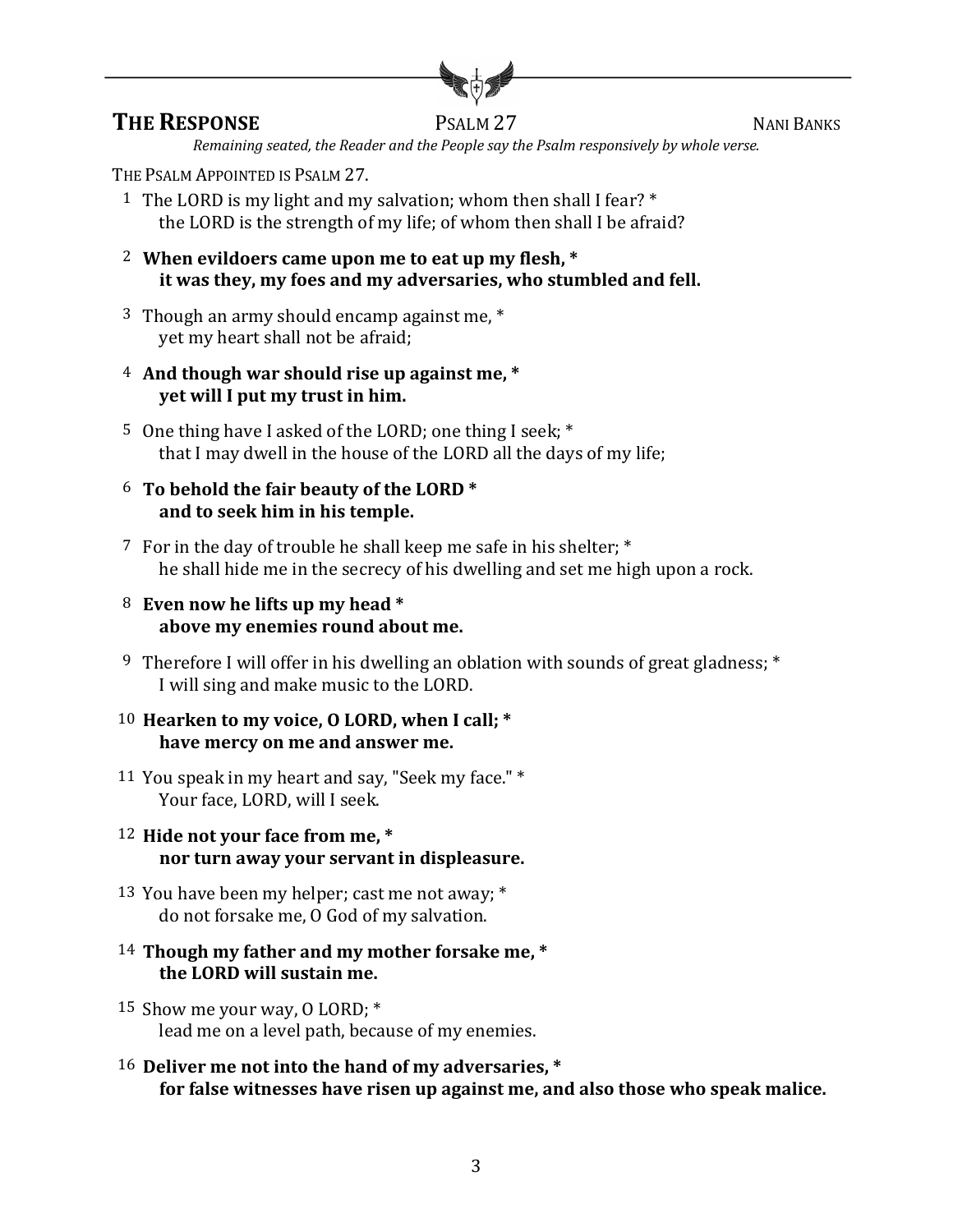## THE RESPONSE — PSALM 27 — NANI BANKS

*Remaining seated, the Reader and the People say the Psalm responsively by whole verse.*

THE PSALM APPOINTED IS PSALM 27.

1 The LORD is my light and my salvation; whom then shall I fear? *
  the LORD is the strength of my life; of whom then shall I be afraid?

**2 When evildoers came upon me to eat up my flesh, *
  it was they, my foes and my adversaries, who stumbled and fell.**

3 Though an army should encamp against me, *
  yet my heart shall not be afraid;

**4 And though war should rise up against me, *
  yet will I put my trust in him.**

5 One thing have I asked of the LORD; one thing I seek; *
  that I may dwell in the house of the LORD all the days of my life;

**6 To behold the fair beauty of the LORD *
  and to seek him in his temple.**

7 For in the day of trouble he shall keep me safe in his shelter; *
  he shall hide me in the secrecy of his dwelling and set me high upon a rock.

**8 Even now he lifts up my head *
  above my enemies round about me.**

9 Therefore I will offer in his dwelling an oblation with sounds of great gladness; *
  I will sing and make music to the LORD.

**10 Hearken to my voice, O LORD, when I call; *
  have mercy on me and answer me.**

11 You speak in my heart and say, "Seek my face." *
  Your face, LORD, will I seek.

**12 Hide not your face from me, *
  nor turn away your servant in displeasure.**

13 You have been my helper; cast me not away; *
  do not forsake me, O God of my salvation.

**14 Though my father and my mother forsake me, *
  the LORD will sustain me.**

15 Show me your way, O LORD; *
  lead me on a level path, because of my enemies.

**16 Deliver me not into the hand of my adversaries, *
  for false witnesses have risen up against me, and also those who speak malice.**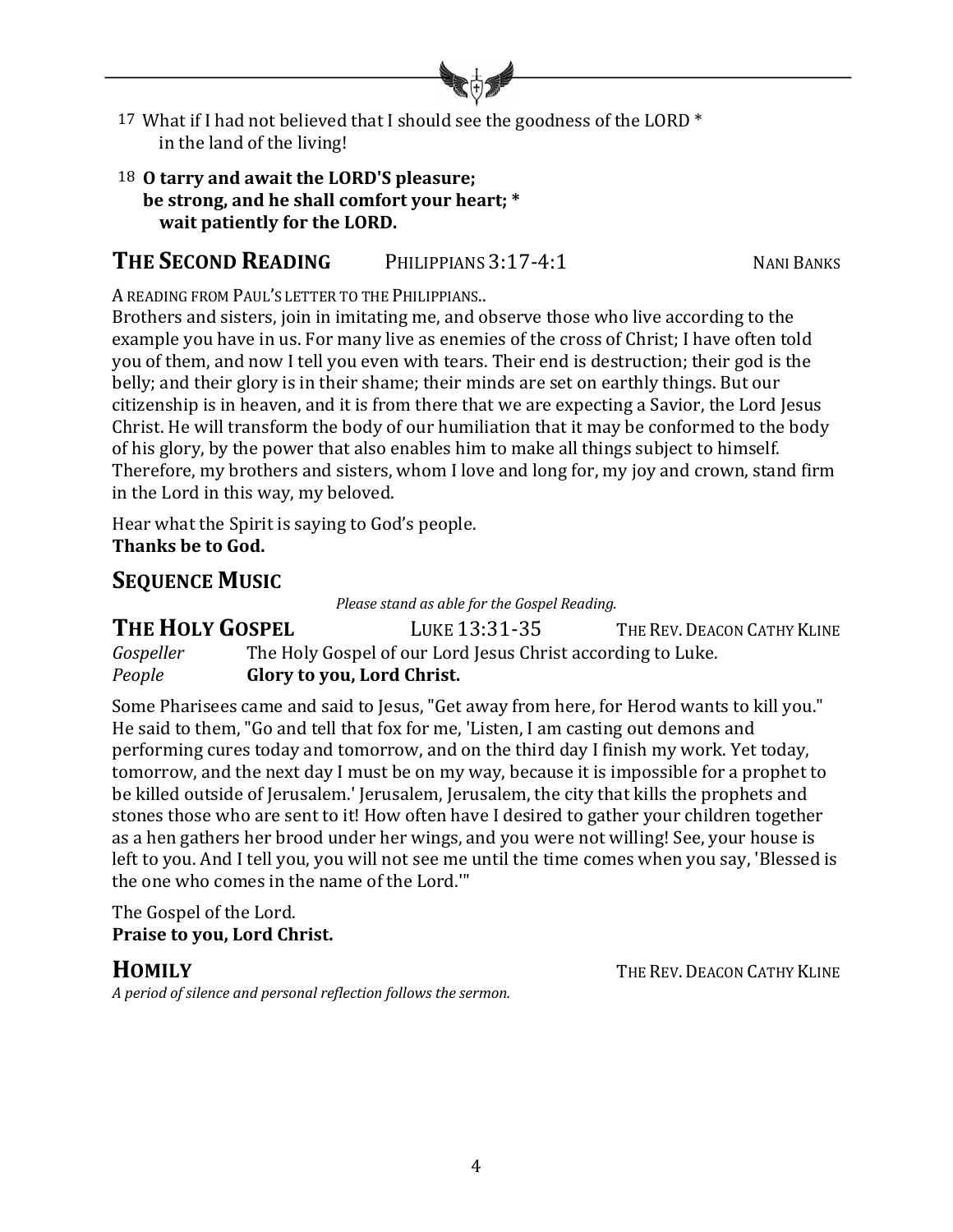17 What if I had not believed that I should see the goodness of the LORD *
in the land of the living!

18 **O tarry and await the LORD'S pleasure;**
**be strong, and he shall comfort your heart; ***
**wait patiently for the LORD.**

## THE SECOND READING PHILIPPIANS 3:17-4:1 NANI BANKS

A READING FROM PAUL'S LETTER TO THE PHILIPPIANS..
Brothers and sisters, join in imitating me, and observe those who live according to the example you have in us. For many live as enemies of the cross of Christ; I have often told you of them, and now I tell you even with tears. Their end is destruction; their god is the belly; and their glory is in their shame; their minds are set on earthly things. But our citizenship is in heaven, and it is from there that we are expecting a Savior, the Lord Jesus Christ. He will transform the body of our humiliation that it may be conformed to the body of his glory, by the power that also enables him to make all things subject to himself. Therefore, my brothers and sisters, whom I love and long for, my joy and crown, stand firm in the Lord in this way, my beloved.

Hear what the Spirit is saying to God's people.
**Thanks be to God.**

## SEQUENCE MUSIC

*Please stand as able for the Gospel Reading.*

## THE HOLY GOSPEL LUKE 13:31-35 THE REV. DEACON CATHY KLINE

*Gospeller* The Holy Gospel of our Lord Jesus Christ according to Luke.
*People* **Glory to you, Lord Christ.**

Some Pharisees came and said to Jesus, "Get away from here, for Herod wants to kill you." He said to them, "Go and tell that fox for me, 'Listen, I am casting out demons and performing cures today and tomorrow, and on the third day I finish my work. Yet today, tomorrow, and the next day I must be on my way, because it is impossible for a prophet to be killed outside of Jerusalem.' Jerusalem, Jerusalem, the city that kills the prophets and stones those who are sent to it! How often have I desired to gather your children together as a hen gathers her brood under her wings, and you were not willing! See, your house is left to you. And I tell you, you will not see me until the time comes when you say, 'Blessed is the one who comes in the name of the Lord.'"

The Gospel of the Lord.
**Praise to you, Lord Christ.**

## HOMILY THE REV. DEACON CATHY KLINE

*A period of silence and personal reflection follows the sermon.*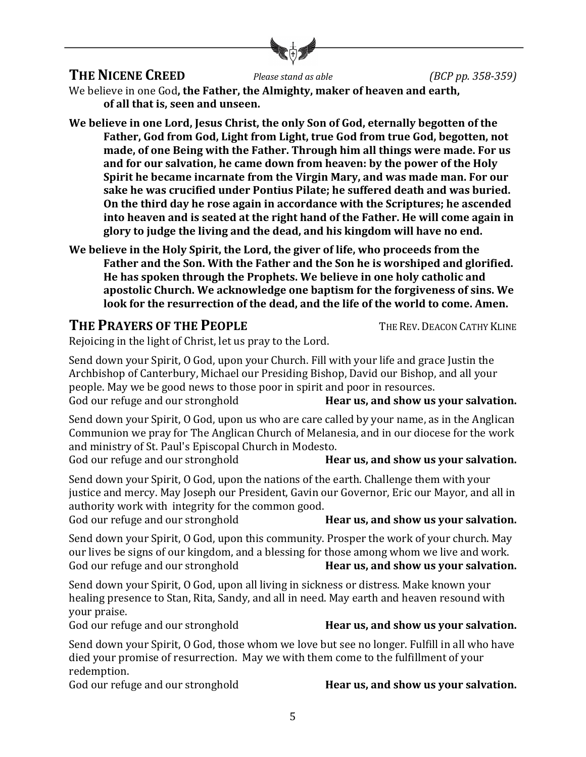## THE NICENE CREED

*Please stand as able* *(BCP pp. 358-359)*

We believe in one God**, the Father, the Almighty, maker of heaven and earth, of all that is, seen and unseen.**

**We believe in one Lord, Jesus Christ, the only Son of God, eternally begotten of the Father, God from God, Light from Light, true God from true God, begotten, not made, of one Being with the Father. Through him all things were made. For us and for our salvation, he came down from heaven: by the power of the Holy Spirit he became incarnate from the Virgin Mary, and was made man. For our sake he was crucified under Pontius Pilate; he suffered death and was buried. On the third day he rose again in accordance with the Scriptures; he ascended into heaven and is seated at the right hand of the Father. He will come again in glory to judge the living and the dead, and his kingdom will have no end.**

**We believe in the Holy Spirit, the Lord, the giver of life, who proceeds from the Father and the Son. With the Father and the Son he is worshiped and glorified. He has spoken through the Prophets. We believe in one holy catholic and apostolic Church. We acknowledge one baptism for the forgiveness of sins. We look for the resurrection of the dead, and the life of the world to come. Amen.**

## THE PRAYERS OF THE PEOPLE

THE REV. DEACON CATHY KLINE

Rejoicing in the light of Christ, let us pray to the Lord.

Send down your Spirit, O God, upon your Church. Fill with your life and grace Justin the Archbishop of Canterbury, Michael our Presiding Bishop, David our Bishop, and all your people. May we be good news to those poor in spirit and poor in resources.
God our refuge and our stronghold **Hear us, and show us your salvation.**

Send down your Spirit, O God, upon us who are care called by your name, as in the Anglican Communion we pray for The Anglican Church of Melanesia, and in our diocese for the work and ministry of St. Paul's Episcopal Church in Modesto.
God our refuge and our stronghold **Hear us, and show us your salvation.**

Send down your Spirit, O God, upon the nations of the earth. Challenge them with your justice and mercy. May Joseph our President, Gavin our Governor, Eric our Mayor, and all in authority work with integrity for the common good.
God our refuge and our stronghold **Hear us, and show us your salvation.**

Send down your Spirit, O God, upon this community. Prosper the work of your church. May our lives be signs of our kingdom, and a blessing for those among whom we live and work.
God our refuge and our stronghold **Hear us, and show us your salvation.**

Send down your Spirit, O God, upon all living in sickness or distress. Make known your healing presence to Stan, Rita, Sandy, and all in need. May earth and heaven resound with your praise.
God our refuge and our stronghold **Hear us, and show us your salvation.**

Send down your Spirit, O God, those whom we love but see no longer. Fulfill in all who have died your promise of resurrection. May we with them come to the fulfillment of your redemption.
God our refuge and our stronghold **Hear us, and show us your salvation.**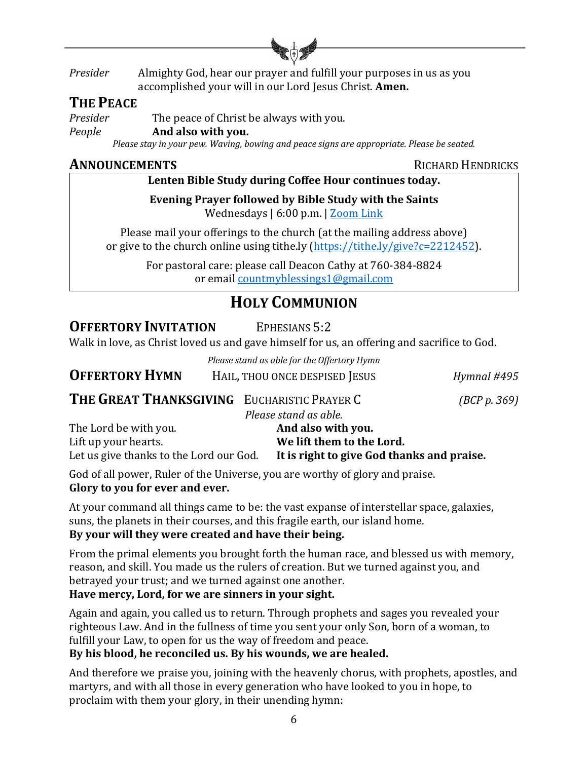*Presider* Almighty God, hear our prayer and fulfill your purposes in us as you accomplished your will in our Lord Jesus Christ. **Amen.**

## THE PEACE

*Presider* The peace of Christ be always with you.
*People* **And also with you.**

*Please stay in your pew. Waving, bowing and peace signs are appropriate. Please be seated.*

## ANNOUNCEMENTS — RICHARD HENDRICKS

**Lenten Bible Study during Coffee Hour continues today.**

**Evening Prayer followed by Bible Study with the Saints**
Wednesdays | 6:00 p.m. | Zoom Link

Please mail your offerings to the church (at the mailing address above) or give to the church online using tithe.ly (https://tithe.ly/give?c=2212452).

For pastoral care: please call Deacon Cathy at 760-384-8824 or email countmyblessings1@gmail.com

# HOLY COMMUNION

## OFFERTORY INVITATION — EPHESIANS 5:2

Walk in love, as Christ loved us and gave himself for us, an offering and sacrifice to God.

*Please stand as able for the Offertory Hymn*

## OFFERTORY HYMN — HAIL, THOU ONCE DESPISED JESUS — *Hymnal #495*

## THE GREAT THANKSGIVING — EUCHARISTIC PRAYER C — *(BCP p. 369)*

*Please stand as able.*

The Lord be with you. **And also with you.**
Lift up your hearts. **We lift them to the Lord.**
Let us give thanks to the Lord our God. **It is right to give God thanks and praise.**

God of all power, Ruler of the Universe, you are worthy of glory and praise.
**Glory to you for ever and ever.**

At your command all things came to be: the vast expanse of interstellar space, galaxies, suns, the planets in their courses, and this fragile earth, our island home.
**By your will they were created and have their being.**

From the primal elements you brought forth the human race, and blessed us with memory, reason, and skill. You made us the rulers of creation. But we turned against you, and betrayed your trust; and we turned against one another.
**Have mercy, Lord, for we are sinners in your sight.**

Again and again, you called us to return. Through prophets and sages you revealed your righteous Law. And in the fullness of time you sent your only Son, born of a woman, to fulfill your Law, to open for us the way of freedom and peace.
**By his blood, he reconciled us. By his wounds, we are healed.**

And therefore we praise you, joining with the heavenly chorus, with prophets, apostles, and martyrs, and with all those in every generation who have looked to you in hope, to proclaim with them your glory, in their unending hymn: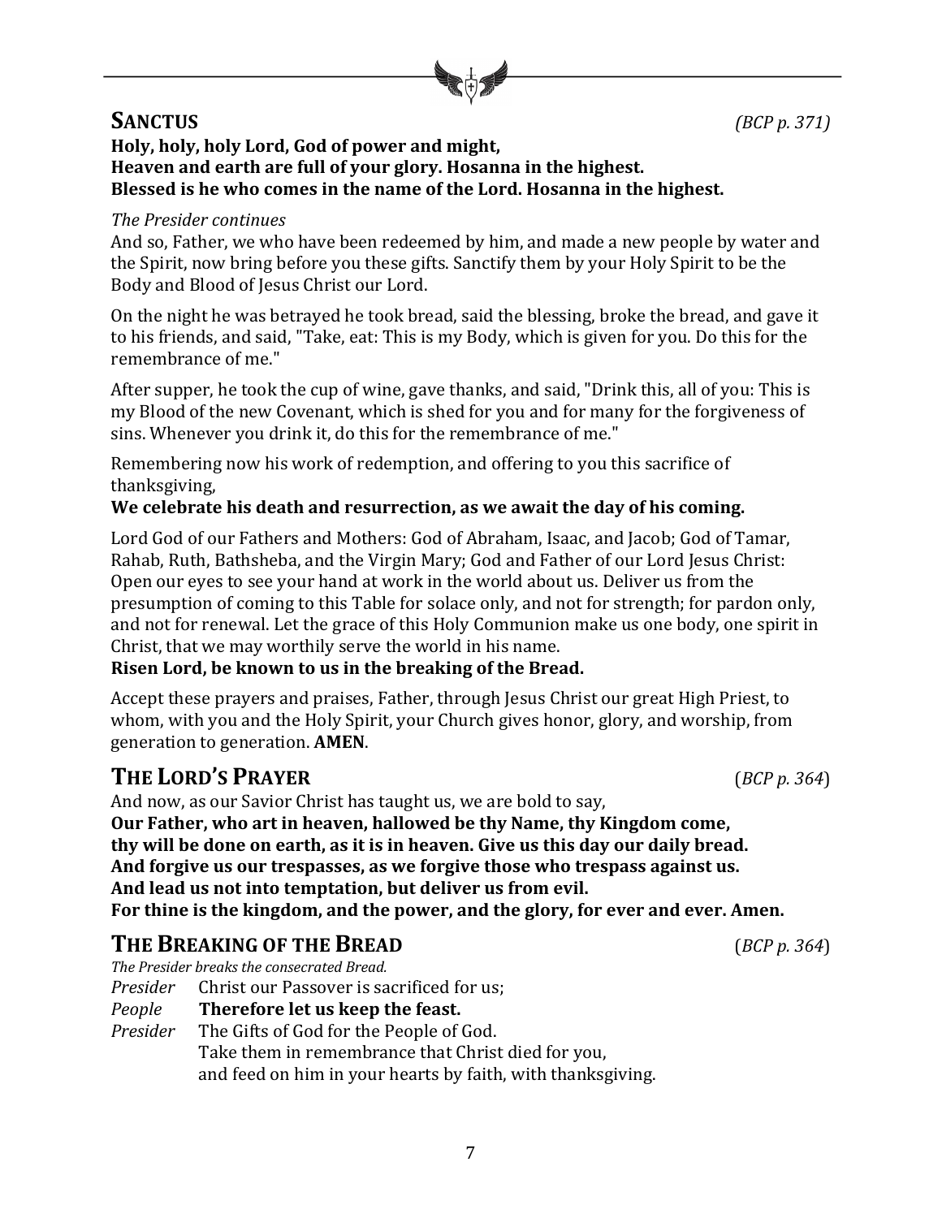## SANCTUS *(BCP p. 371)*

**Holy, holy, holy Lord, God of power and might,**
**Heaven and earth are full of your glory. Hosanna in the highest.**
**Blessed is he who comes in the name of the Lord. Hosanna in the highest.**

*The Presider continues*

And so, Father, we who have been redeemed by him, and made a new people by water and the Spirit, now bring before you these gifts. Sanctify them by your Holy Spirit to be the Body and Blood of Jesus Christ our Lord.

On the night he was betrayed he took bread, said the blessing, broke the bread, and gave it to his friends, and said, "Take, eat: This is my Body, which is given for you. Do this for the remembrance of me."

After supper, he took the cup of wine, gave thanks, and said, "Drink this, all of you: This is my Blood of the new Covenant, which is shed for you and for many for the forgiveness of sins. Whenever you drink it, do this for the remembrance of me."

Remembering now his work of redemption, and offering to you this sacrifice of thanksgiving,
**We celebrate his death and resurrection, as we await the day of his coming.**

Lord God of our Fathers and Mothers: God of Abraham, Isaac, and Jacob; God of Tamar, Rahab, Ruth, Bathsheba, and the Virgin Mary; God and Father of our Lord Jesus Christ: Open our eyes to see your hand at work in the world about us. Deliver us from the presumption of coming to this Table for solace only, and not for strength; for pardon only, and not for renewal. Let the grace of this Holy Communion make us one body, one spirit in Christ, that we may worthily serve the world in his name.
**Risen Lord, be known to us in the breaking of the Bread.**

Accept these prayers and praises, Father, through Jesus Christ our great High Priest, to whom, with you and the Holy Spirit, your Church gives honor, glory, and worship, from generation to generation. **AMEN**.

## THE LORD'S PRAYER (*BCP p. 364*)

And now, as our Savior Christ has taught us, we are bold to say,
**Our Father, who art in heaven, hallowed be thy Name, thy Kingdom come,**
**thy will be done on earth, as it is in heaven. Give us this day our daily bread.**
**And forgive us our trespasses, as we forgive those who trespass against us.**
**And lead us not into temptation, but deliver us from evil.**
**For thine is the kingdom, and the power, and the glory, for ever and ever. Amen.**

## THE BREAKING OF THE BREAD (*BCP p. 364*)

*The Presider breaks the consecrated Bread.*

*Presider* Christ our Passover is sacrificed for us;
*People* **Therefore let us keep the feast.**
*Presider* The Gifts of God for the People of God.
Take them in remembrance that Christ died for you,
and feed on him in your hearts by faith, with thanksgiving.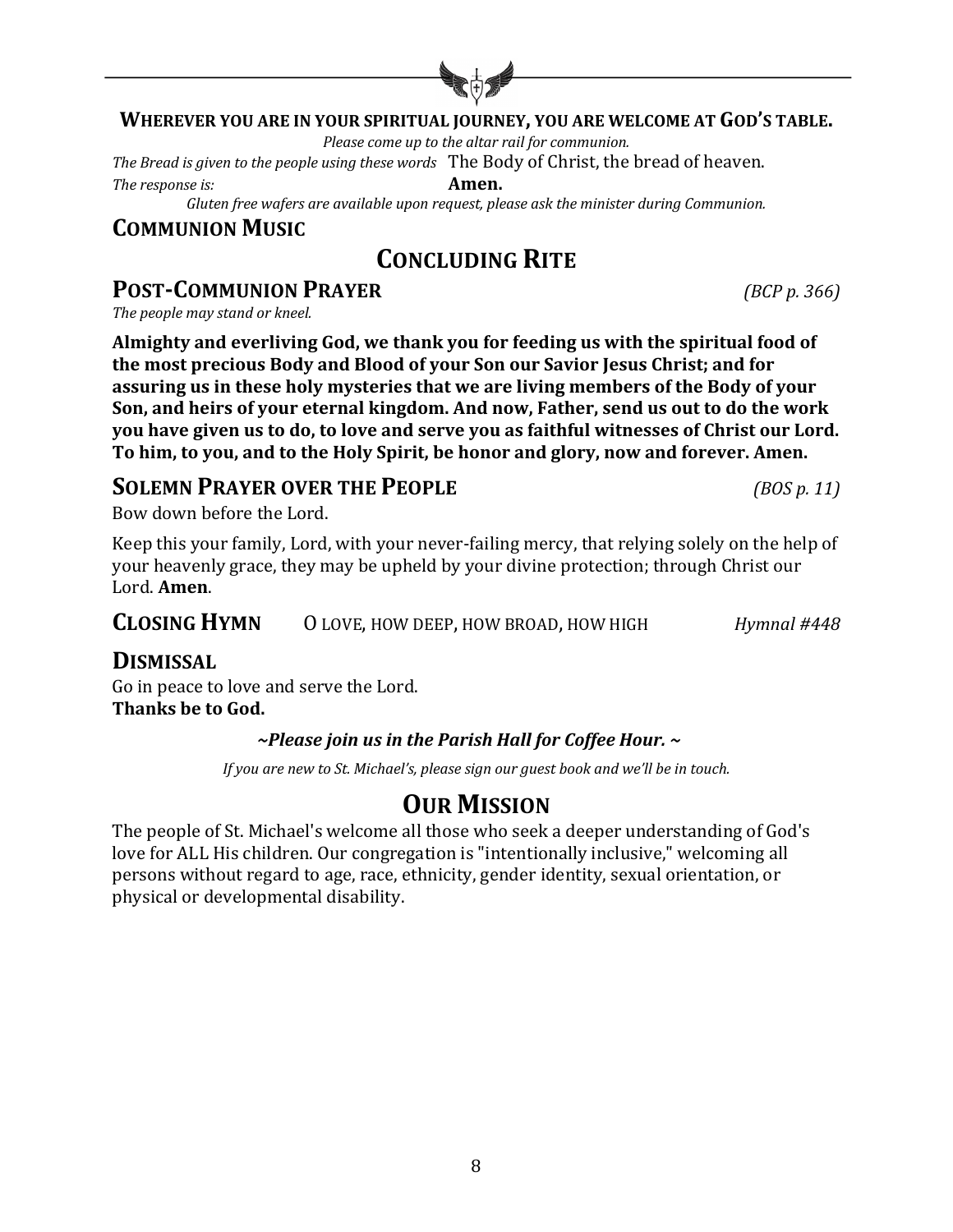**WHEREVER YOU ARE IN YOUR SPIRITUAL JOURNEY, YOU ARE WELCOME AT GOD'S TABLE.**

*Please come up to the altar rail for communion.*

*The Bread is given to the people using these words* The Body of Christ, the bread of heaven.

*The response is:* **Amen.**

*Gluten free wafers are available upon request, please ask the minister during Communion.*

### COMMUNION MUSIC

## CONCLUDING RITE

### POST-COMMUNION PRAYER *(BCP p. 366)*

*The people may stand or kneel.*

**Almighty and everliving God, we thank you for feeding us with the spiritual food of the most precious Body and Blood of your Son our Savior Jesus Christ; and for assuring us in these holy mysteries that we are living members of the Body of your Son, and heirs of your eternal kingdom. And now, Father, send us out to do the work you have given us to do, to love and serve you as faithful witnesses of Christ our Lord. To him, to you, and to the Holy Spirit, be honor and glory, now and forever. Amen.**

### SOLEMN PRAYER OVER THE PEOPLE *(BOS p. 11)*

Bow down before the Lord.

Keep this your family, Lord, with your never-failing mercy, that relying solely on the help of your heavenly grace, they may be upheld by your divine protection; through Christ our Lord. **Amen**.

### CLOSING HYMN O LOVE, HOW DEEP, HOW BROAD, HOW HIGH *Hymnal #448*

### DISMISSAL

Go in peace to love and serve the Lord.
**Thanks be to God.**

***~Please join us in the Parish Hall for Coffee Hour. ~***

*If you are new to St. Michael's, please sign our guest book and we'll be in touch.*

## OUR MISSION

The people of St. Michael's welcome all those who seek a deeper understanding of God's love for ALL His children. Our congregation is "intentionally inclusive," welcoming all persons without regard to age, race, ethnicity, gender identity, sexual orientation, or physical or developmental disability.